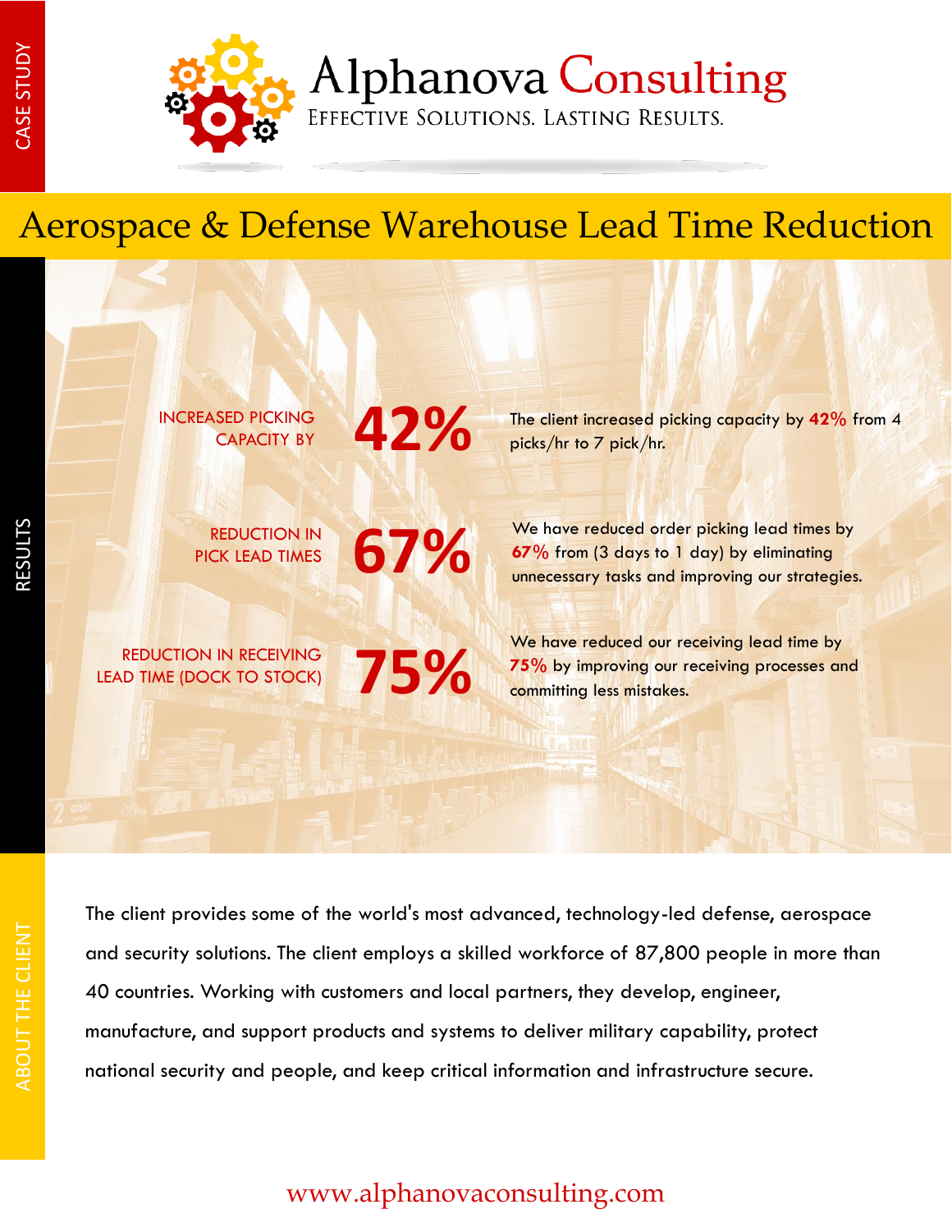CASE STUDY

# Alphanova Consulting

EFFECTIVE SOLUTIONS. LASTING RESULTS.

## Aerospace & Defense Warehouse Lead Time Reduction

### RESULTS

**INCREASED PICKING CAPACITY BY 42%**

The client increased picking capacity by **42%** from 4 picks/hr to 7 pick/hr.

**REDUCTION IN PICK LEAD TIMES 67%**

We have reduced order picking lead times by **67%** from (3 days to 1 day) by eliminating unnecessary tasks and improving our strategies.

**REDUCTION IN RECEIVING LEAD TIME (DOCK TO STOCK) 75%**

We have reduced our receiving lead time by **75%** by improving our receiving processes and committing less mistakes.

### ABOUT THE CLIENT

The client provides some of the world's most advanced, technology-led defense, aerospace and security solutions. The client employs a skilled workforce of 87,800 people in more than 40 countries. Working with customers and local partners, they develop, engineer, manufacture, and support products and systems to deliver military capability, protect national security and people, and keep critical information and infrastructure secure.

www.alphanovaconsulting.com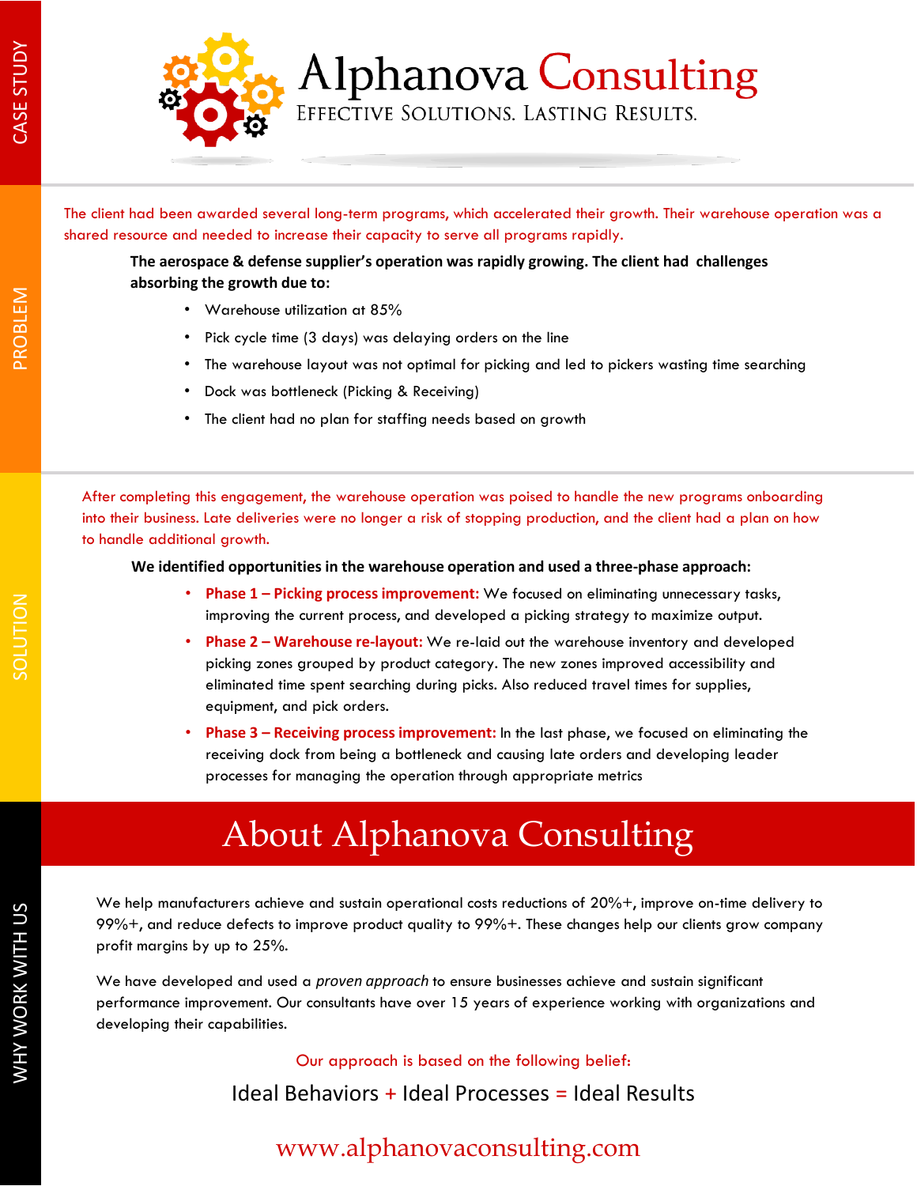# Alphanova Consulting

EFFECTIVE SOLUTIONS. LASTING RESULTS.

## CASE STUDY

## PROBLEM

The client had been awarded several long-term programs, which accelerated their growth. Their warehouse operation was a shared resource and needed to increase their capacity to serve all programs rapidly.

**The aerospace & defense supplier's operation was rapidly growing. The client had challenges absorbing the growth due to:**

- Warehouse utilization at 85%
- Pick cycle time (3 days) was delaying orders on the line
- The warehouse layout was not optimal for picking and led to pickers wasting time searching
- Dock was bottleneck (Picking & Receiving)
- The client had no plan for staffing needs based on growth

## SOLUTION

After completing this engagement, the warehouse operation was poised to handle the new programs onboarding into their business. Late deliveries were no longer a risk of stopping production, and the client had a plan on how to handle additional growth.

**We identified opportunities in the warehouse operation and used a three-phase approach:**

- **Phase 1 – Picking process improvement:** We focused on eliminating unnecessary tasks, improving the current process, and developed a picking strategy to maximize output.
- **Phase 2 – Warehouse re-layout:** We re-laid out the warehouse inventory and developed picking zones grouped by product category. The new zones improved accessibility and eliminated time spent searching during picks. Also reduced travel times for supplies, equipment, and pick orders.
- **Phase 3 – Receiving process improvement:** In the last phase, we focused on eliminating the receiving dock from being a bottleneck and causing late orders and developing leader processes for managing the operation through appropriate metrics

## WHY WORK WITH US

# About Alphanova Consulting

We help manufacturers achieve and sustain operational costs reductions of 20%+, improve on-time delivery to 99%+, and reduce defects to improve product quality to 99%+. These changes help our clients grow company profit margins by up to 25%.

We have developed and used a *proven approach* to ensure businesses achieve and sustain significant performance improvement. Our consultants have over 15 years of experience working with organizations and developing their capabilities.

Our approach is based on the following belief:

Ideal Behaviors + Ideal Processes = Ideal Results

www.alphanovaconsulting.com